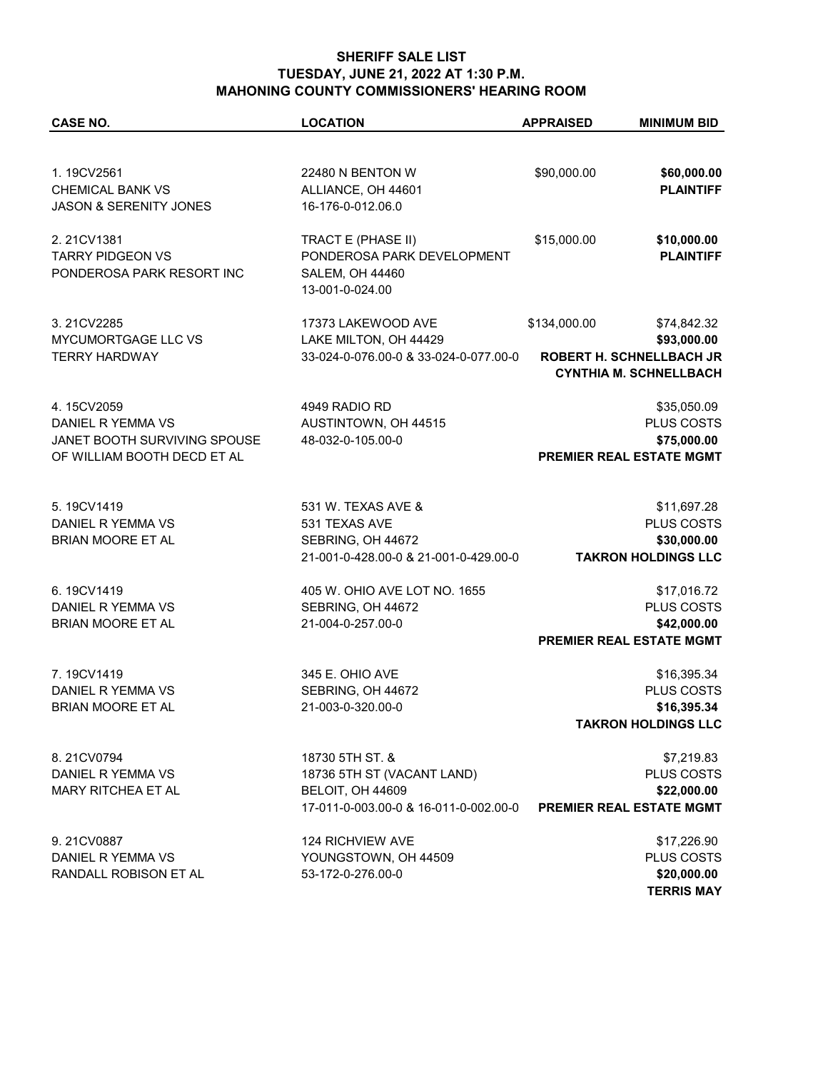**SHERIFF SALE LIST**
**TUESDAY, JUNE 21, 2022 AT 1:30 P.M.**
**MAHONING COUNTY COMMISSIONERS' HEARING ROOM**

| CASE NO. | LOCATION | APPRAISED | MINIMUM BID |
|---|---|---|---|
| 1. 19CV2561<br>CHEMICAL BANK VS<br>JASON & SERENITY JONES | 22480 N BENTON W<br>ALLIANCE, OH 44601<br>16-176-0-012.06.0 | $90,000.00 | **$60,000.00**<br>**PLAINTIFF** |
| 2. 21CV1381<br>TARRY PIDGEON VS<br>PONDEROSA PARK RESORT INC | TRACT E (PHASE II)<br>PONDEROSA PARK DEVELOPMENT<br>SALEM, OH 44460<br>13-001-0-024.00 | $15,000.00 | **$10,000.00**<br>**PLAINTIFF** |
| 3. 21CV2285<br>MYCUMORTGAGE LLC VS<br>TERRY HARDWAY | 17373 LAKEWOOD AVE<br>LAKE MILTON, OH 44429<br>33-024-0-076.00-0 & 33-024-0-077.00-0 | $134,000.00 | $74,842.32<br>**$93,000.00**<br>**ROBERT H. SCHNELLBACH JR**<br>**CYNTHIA M. SCHNELLBACH** |
| 4. 15CV2059<br>DANIEL R YEMMA VS<br>JANET BOOTH SURVIVING SPOUSE<br>OF WILLIAM BOOTH DECD ET AL | 4949 RADIO RD<br>AUSTINTOWN, OH 44515<br>48-032-0-105.00-0 | | $35,050.09<br>PLUS COSTS<br>**$75,000.00**<br>**PREMIER REAL ESTATE MGMT** |
| 5. 19CV1419<br>DANIEL R YEMMA VS<br>BRIAN MOORE ET AL | 531 W. TEXAS AVE &<br>531 TEXAS AVE<br>SEBRING, OH 44672<br>21-001-0-428.00-0 & 21-001-0-429.00-0 | | $11,697.28<br>PLUS COSTS<br>**$30,000.00**<br>**TAKRON HOLDINGS LLC** |
| 6. 19CV1419<br>DANIEL R YEMMA VS<br>BRIAN MOORE ET AL | 405 W. OHIO AVE LOT NO. 1655<br>SEBRING, OH 44672<br>21-004-0-257.00-0 | | $17,016.72<br>PLUS COSTS<br>**$42,000.00**<br>**PREMIER REAL ESTATE MGMT** |
| 7. 19CV1419<br>DANIEL R YEMMA VS<br>BRIAN MOORE ET AL | 345 E. OHIO AVE<br>SEBRING, OH 44672<br>21-003-0-320.00-0 | | $16,395.34<br>PLUS COSTS<br>**$16,395.34**<br>**TAKRON HOLDINGS LLC** |
| 8. 21CV0794<br>DANIEL R YEMMA VS<br>MARY RITCHEA ET AL | 18730 5TH ST. &<br>18736 5TH ST (VACANT LAND)<br>BELOIT, OH 44609<br>17-011-0-003.00-0 & 16-011-0-002.00-0 | | $7,219.83<br>PLUS COSTS<br>**$22,000.00**<br>**PREMIER REAL ESTATE MGMT** |
| 9. 21CV0887<br>DANIEL R YEMMA VS<br>RANDALL ROBISON ET AL | 124 RICHVIEW AVE<br>YOUNGSTOWN, OH 44509<br>53-172-0-276.00-0 | | $17,226.90<br>PLUS COSTS<br>**$20,000.00**<br>**TERRIS MAY** |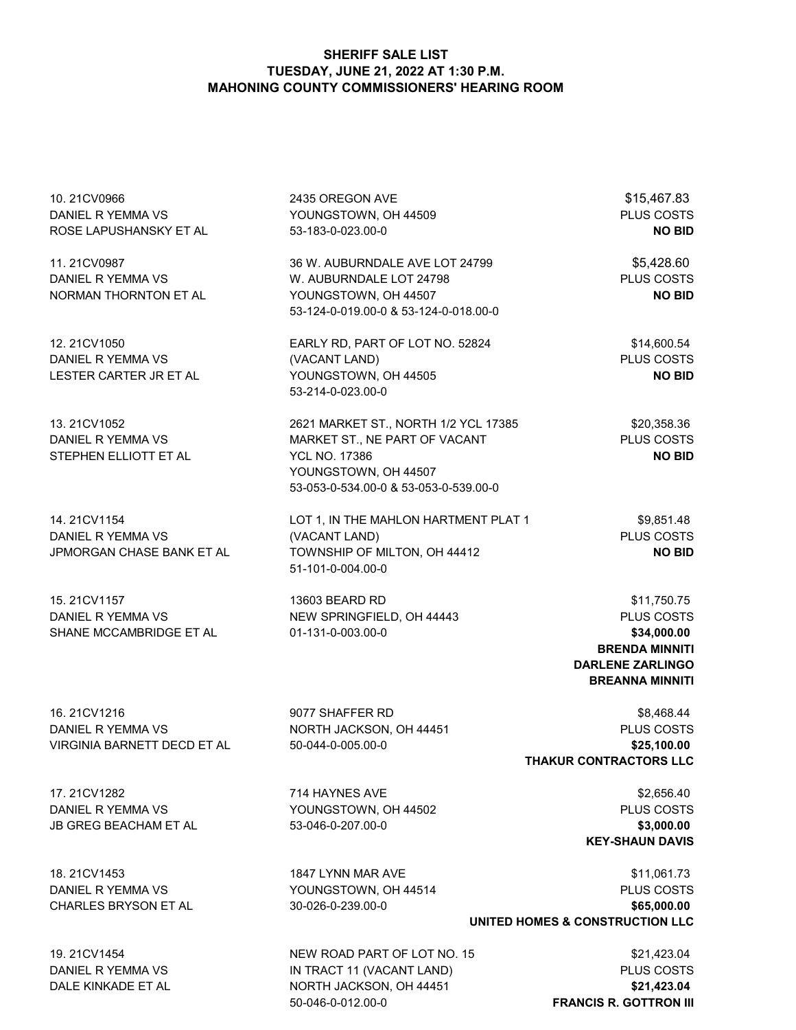**SHERIFF SALE LIST**
**TUESDAY, JUNE 21, 2022 AT 1:30 P.M.**
**MAHONING COUNTY COMMISSIONERS' HEARING ROOM**

| Case | Property | Amount |
|---|---|---|
| 10. 21CV0966<br>DANIEL R YEMMA VS<br>ROSE LAPUSHANSKY ET AL | 2435 OREGON AVE<br>YOUNGSTOWN, OH 44509<br>53-183-0-023.00-0 | $15,467.83<br>PLUS COSTS<br>**NO BID** |
| 11. 21CV0987<br>DANIEL R YEMMA VS<br>NORMAN THORNTON ET AL | 36 W. AUBURNDALE AVE LOT 24799<br>W. AUBURNDALE LOT 24798<br>YOUNGSTOWN, OH 44507<br>53-124-0-019.00-0 & 53-124-0-018.00-0 | $5,428.60<br>PLUS COSTS<br>**NO BID** |
| 12. 21CV1050<br>DANIEL R YEMMA VS<br>LESTER CARTER JR ET AL | EARLY RD, PART OF LOT NO. 52824<br>(VACANT LAND)<br>YOUNGSTOWN, OH 44505<br>53-214-0-023.00-0 | $14,600.54<br>PLUS COSTS<br>**NO BID** |
| 13. 21CV1052<br>DANIEL R YEMMA VS<br>STEPHEN ELLIOTT ET AL | 2621 MARKET ST., NORTH 1/2 YCL 17385<br>MARKET ST., NE PART OF VACANT<br>YCL NO. 17386<br>YOUNGSTOWN, OH 44507<br>53-053-0-534.00-0 & 53-053-0-539.00-0 | $20,358.36<br>PLUS COSTS<br>**NO BID** |
| 14. 21CV1154<br>DANIEL R YEMMA VS<br>JPMORGAN CHASE BANK ET AL | LOT 1, IN THE MAHLON HARTMENT PLAT 1<br>(VACANT LAND)<br>TOWNSHIP OF MILTON, OH 44412<br>51-101-0-004.00-0 | $9,851.48<br>PLUS COSTS<br>**NO BID** |
| 15. 21CV1157<br>DANIEL R YEMMA VS<br>SHANE MCCAMBRIDGE ET AL | 13603 BEARD RD<br>NEW SPRINGFIELD, OH 44443<br>01-131-0-003.00-0 | $11,750.75<br>PLUS COSTS<br>**$34,000.00**<br>**BRENDA MINNITI**<br>**DARLENE ZARLINGO**<br>**BREANNA MINNITI** |
| 16. 21CV1216<br>DANIEL R YEMMA VS<br>VIRGINIA BARNETT DECD ET AL | 9077 SHAFFER RD<br>NORTH JACKSON, OH 44451<br>50-044-0-005.00-0 | $8,468.44<br>PLUS COSTS<br>**$25,100.00**<br>**THAKUR CONTRACTORS LLC** |
| 17. 21CV1282<br>DANIEL R YEMMA VS<br>JB GREG BEACHAM ET AL | 714 HAYNES AVE<br>YOUNGSTOWN, OH 44502<br>53-046-0-207.00-0 | $2,656.40<br>PLUS COSTS<br>**$3,000.00**<br>**KEY-SHAUN DAVIS** |
| 18. 21CV1453<br>DANIEL R YEMMA VS<br>CHARLES BRYSON ET AL | 1847 LYNN MAR AVE<br>YOUNGSTOWN, OH 44514<br>30-026-0-239.00-0 | $11,061.73<br>PLUS COSTS<br>**$65,000.00**<br>**UNITED HOMES & CONSTRUCTION LLC** |
| 19. 21CV1454<br>DANIEL R YEMMA VS<br>DALE KINKADE ET AL | NEW ROAD PART OF LOT NO. 15<br>IN TRACT 11 (VACANT LAND)<br>NORTH JACKSON, OH 44451<br>50-046-0-012.00-0 | $21,423.04<br>PLUS COSTS<br>**$21,423.04**<br>**FRANCIS R. GOTTRON III** |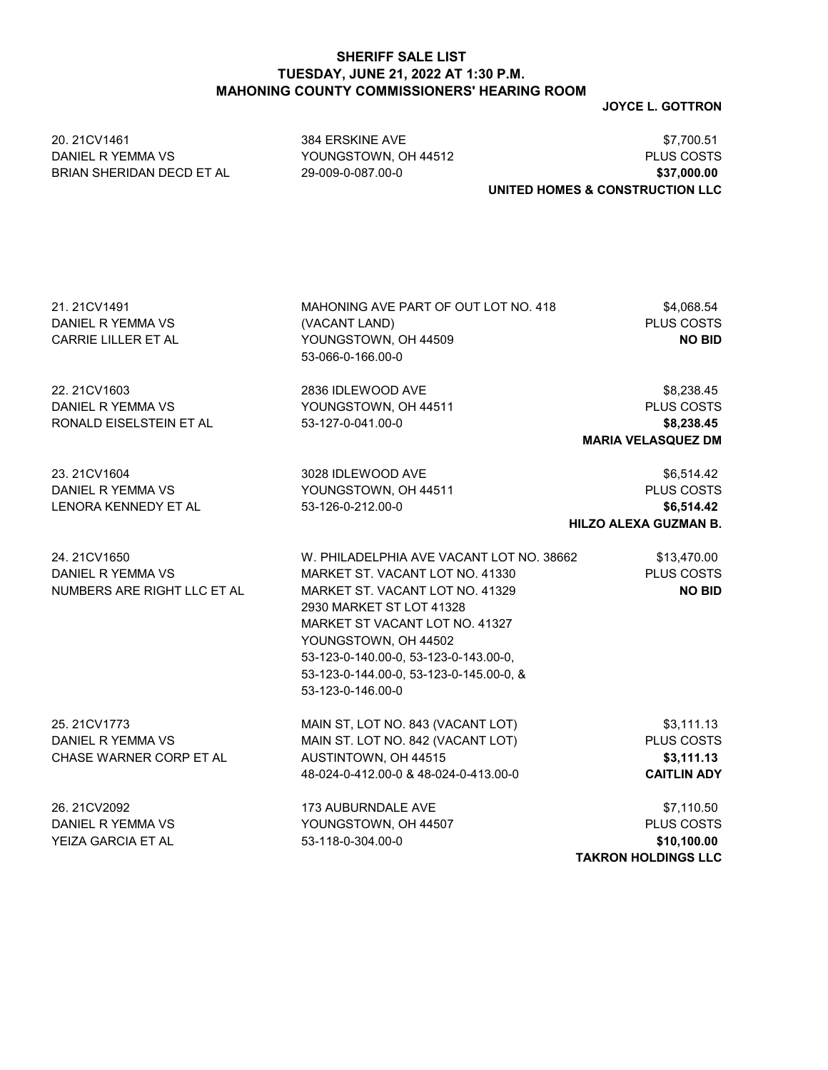**SHERIFF SALE LIST**
**TUESDAY, JUNE 21, 2022 AT 1:30 P.M.**
**MAHONING COUNTY COMMISSIONERS' HEARING ROOM**

**JOYCE L. GOTTRON**

| Case | Property | Amount / Result |
|---|---|---|
| 20. 21CV1461<br>DANIEL R YEMMA VS<br>BRIAN SHERIDAN DECD ET AL | 384 ERSKINE AVE<br>YOUNGSTOWN, OH 44512<br>29-009-0-087.00-0 | $7,700.51<br>PLUS COSTS<br>**$37,000.00**<br>**UNITED HOMES & CONSTRUCTION LLC** |
| 21. 21CV1491<br>DANIEL R YEMMA VS<br>CARRIE LILLER ET AL | MAHONING AVE PART OF OUT LOT NO. 418<br>(VACANT LAND)<br>YOUNGSTOWN, OH 44509<br>53-066-0-166.00-0 | $4,068.54<br>PLUS COSTS<br>**NO BID** |
| 22. 21CV1603<br>DANIEL R YEMMA VS<br>RONALD EISELSTEIN ET AL | 2836 IDLEWOOD AVE<br>YOUNGSTOWN, OH 44511<br>53-127-0-041.00-0 | $8,238.45<br>PLUS COSTS<br>**$8,238.45**<br>**MARIA VELASQUEZ DM** |
| 23. 21CV1604<br>DANIEL R YEMMA VS<br>LENORA KENNEDY ET AL | 3028 IDLEWOOD AVE<br>YOUNGSTOWN, OH 44511<br>53-126-0-212.00-0 | $6,514.42<br>PLUS COSTS<br>**$6,514.42**<br>**HILZO ALEXA GUZMAN B.** |
| 24. 21CV1650<br>DANIEL R YEMMA VS<br>NUMBERS ARE RIGHT LLC ET AL | W. PHILADELPHIA AVE VACANT LOT NO. 38662<br>MARKET ST. VACANT LOT NO. 41330<br>MARKET ST. VACANT LOT NO. 41329<br>2930 MARKET ST LOT 41328<br>MARKET ST VACANT LOT NO. 41327<br>YOUNGSTOWN, OH 44502<br>53-123-0-140.00-0, 53-123-0-143.00-0,<br>53-123-0-144.00-0, 53-123-0-145.00-0, &<br>53-123-0-146.00-0 | $13,470.00<br>PLUS COSTS<br>**NO BID** |
| 25. 21CV1773<br>DANIEL R YEMMA VS<br>CHASE WARNER CORP ET AL | MAIN ST, LOT NO. 843 (VACANT LOT)<br>MAIN ST. LOT NO. 842 (VACANT LOT)<br>AUSTINTOWN, OH 44515<br>48-024-0-412.00-0 & 48-024-0-413.00-0 | $3,111.13<br>PLUS COSTS<br>**$3,111.13**<br>**CAITLIN ADY** |
| 26. 21CV2092<br>DANIEL R YEMMA VS<br>YEIZA GARCIA ET AL | 173 AUBURNDALE AVE<br>YOUNGSTOWN, OH 44507<br>53-118-0-304.00-0 | $7,110.50<br>PLUS COSTS<br>**$10,100.00**<br>**TAKRON HOLDINGS LLC** |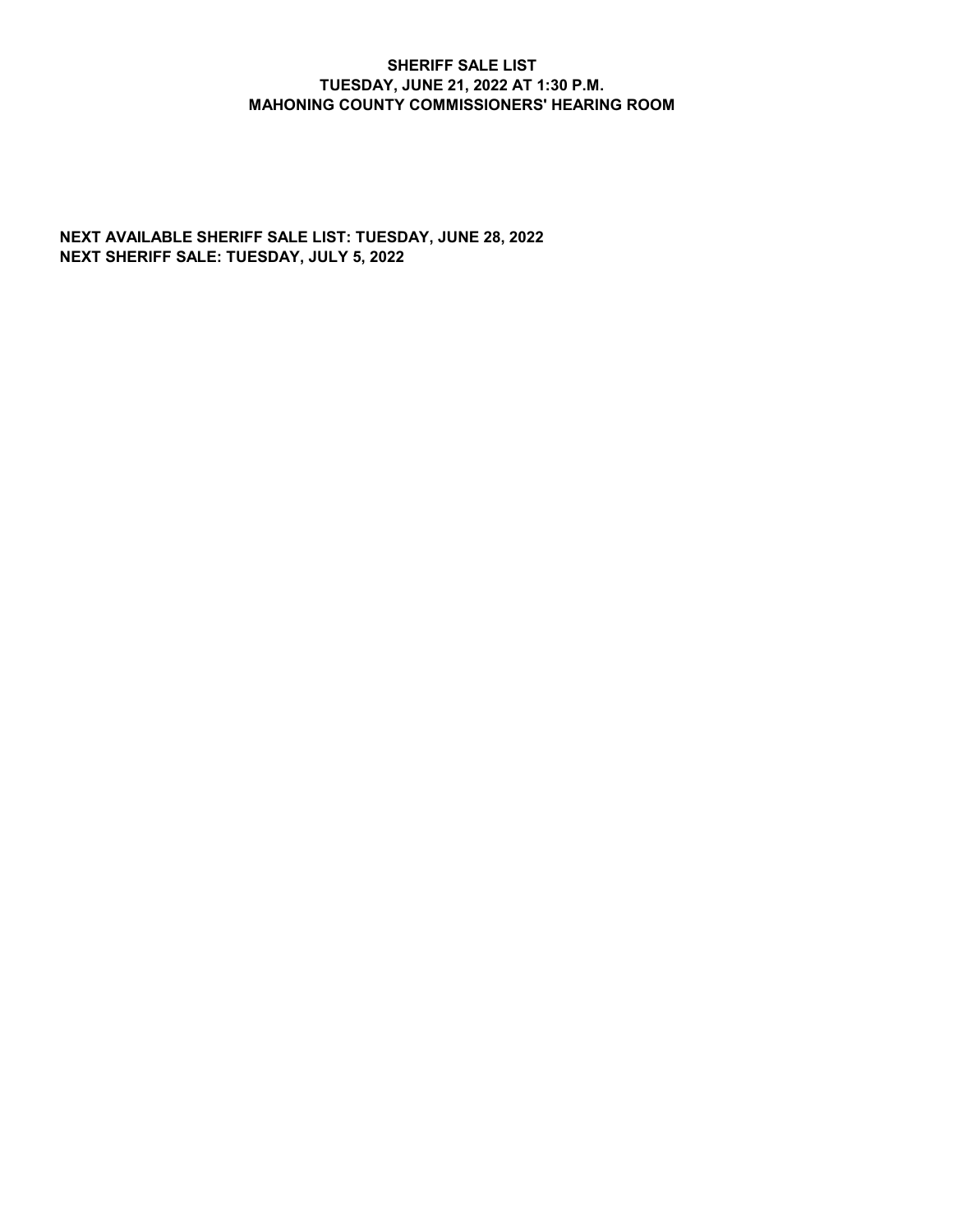**SHERIFF SALE LIST**
**TUESDAY, JUNE 21, 2022 AT 1:30 P.M.**
**MAHONING COUNTY COMMISSIONERS' HEARING ROOM**

**NEXT AVAILABLE SHERIFF SALE LIST: TUESDAY, JUNE 28, 2022**
**NEXT SHERIFF SALE: TUESDAY, JULY 5, 2022**